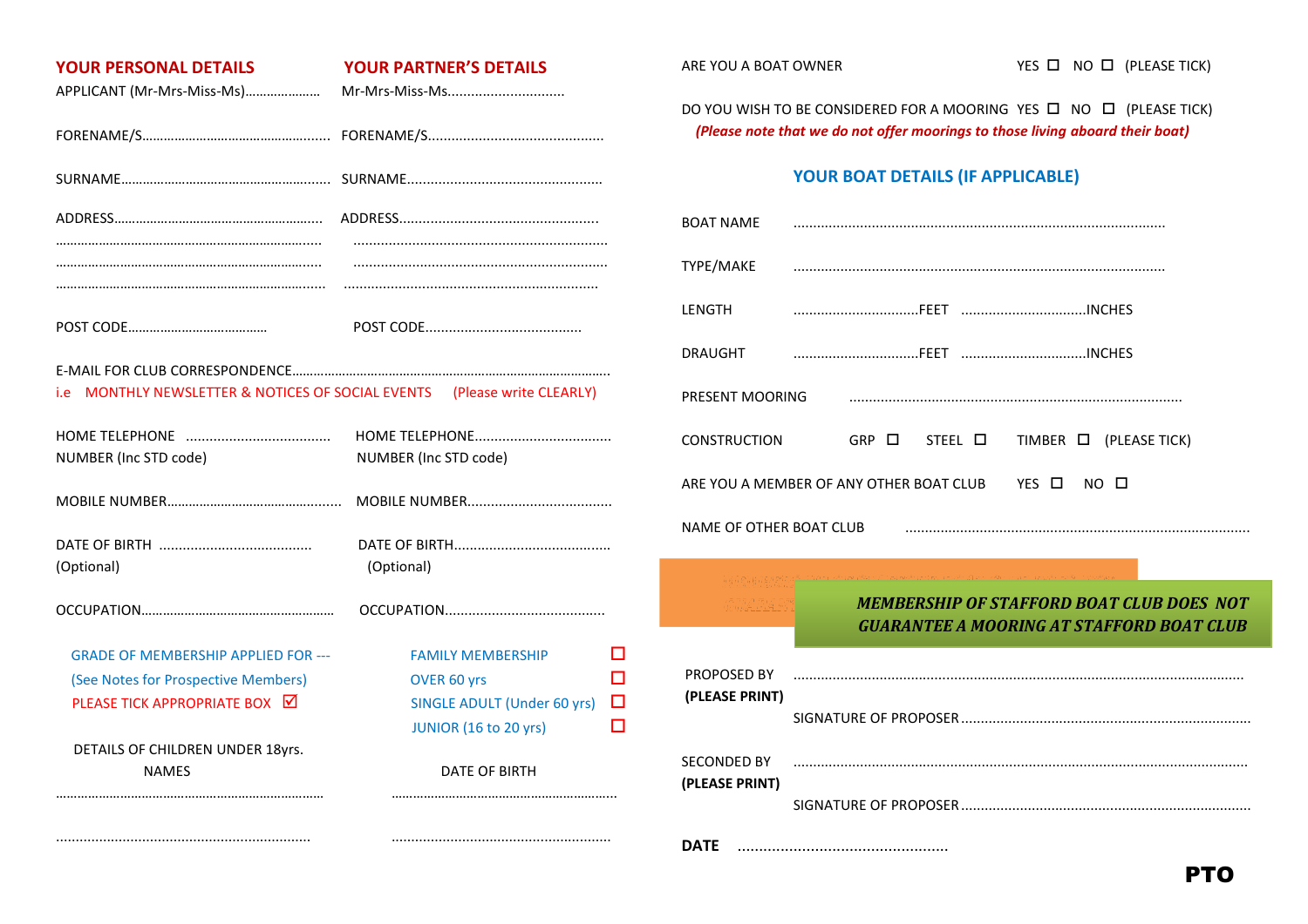## YOUR PERSONAL DETAILS

APPLICANT (Mr-Mrs-Miss-Ms)…………………

FORENAME/S……………………………………………

SURNAME…………………………………………………

ADDRESS…………………………………………………

…………………………………………………………………

…………………………………………………………………

…………………………………………………………………

POST CODE………………………………

## YOUR PARTNER'S DETAILS

Mr-Mrs-Miss-Ms…………………………

FORENAME/S……………………………………

SURNAME…………………………………………

ADDRESS…………………………………………

…………………………………………………………

…………………………………………………………

…………………………………………………………

POST CODE…………………………………

E-MAIL FOR CLUB CORRESPONDENCE……………………………………………………………………………

i.e MONTHLY NEWSLETTER & NOTICES OF SOCIAL EVENTS (Please write CLEARLY)

| | |
|---|---|
| HOME TELEPHONE ……………………………… NUMBER (Inc STD code) | HOME TELEPHONE……………………………… NUMBER (Inc STD code) |
| MOBILE NUMBER………………………………………… | MOBILE NUMBER……………………………… |
| DATE OF BIRTH ………………………………… (Optional) | DATE OF BIRTH………………………………… (Optional) |
| OCCUPATION……………………………………………… | OCCUPATION………………………………… |

GRADE OF MEMBERSHIP APPLIED FOR ---
(See Notes for Prospective Members)
PLEASE TICK APPROPRIATE BOX ☑

- FAMILY MEMBERSHIP ☐
- OVER 60 yrs ☐
- SINGLE ADULT (Under 60 yrs) ☐
- JUNIOR (16 to 20 yrs) ☐

DETAILS OF CHILDREN UNDER 18yrs.

| NAMES | DATE OF BIRTH |
|---|---|
| ………………………………………………………………… | ……………………………………………………… |
| ………………………………………………………………… | ……………………………………………………… |

ARE YOU A BOAT OWNER YES ☐ NO ☐ (PLEASE TICK)

DO YOU WISH TO BE CONSIDERED FOR A MOORING YES ☐ NO ☐ (PLEASE TICK)

*(Please note that we do not offer moorings to those living aboard their boat)*

## YOUR BOAT DETAILS (IF APPLICABLE)

BOAT NAME ………………………………………………………………………………………

TYPE/MAKE ………………………………………………………………………………………

LENGTH ……………………………FEET ……………………………INCHES

DRAUGHT ……………………………FEET ……………………………INCHES

PRESENT MOORING ……………………………………………………………………………

CONSTRUCTION GRP ☐ STEEL ☐ TIMBER ☐ (PLEASE TICK)

ARE YOU A MEMBER OF ANY OTHER BOAT CLUB YES ☐ NO ☐

NAME OF OTHER BOAT CLUB ……………………………………………………………………

***MEMBERSHIP OF STAFFORD BOAT CLUB DOES NOT GUARANTEE A MOORING AT STAFFORD BOAT CLUB***

PROPOSED BY ………………………………………………………………………………………………
**(PLEASE PRINT)**

SIGNATURE OF PROPOSER …………………………………………………………………

SECONDED BY ………………………………………………………………………………………………
**(PLEASE PRINT)**

SIGNATURE OF PROPOSER …………………………………………………………………

**DATE** ……………………………………………

**PTO**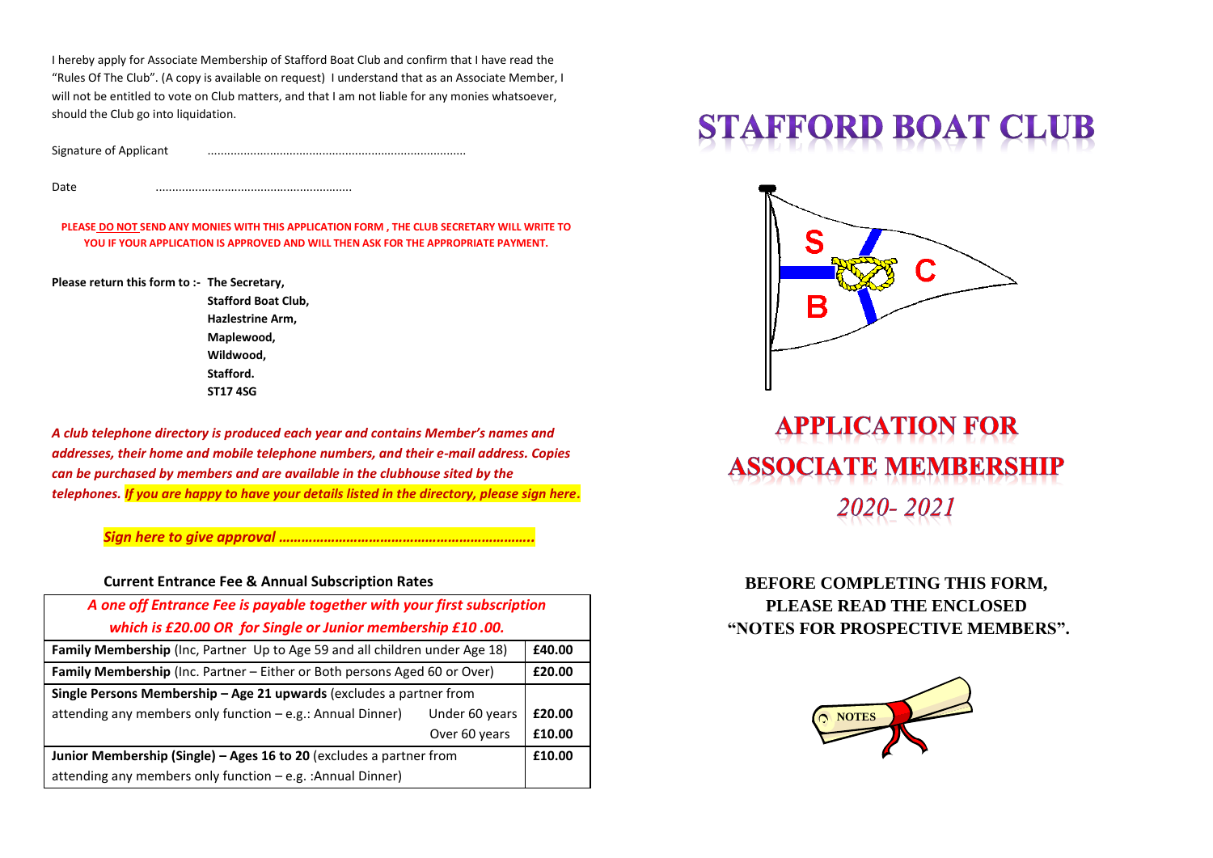I hereby apply for Associate Membership of Stafford Boat Club and confirm that I have read the "Rules Of The Club". (A copy is available on request) I understand that as an Associate Member, I will not be entitled to vote on Club matters, and that I am not liable for any monies whatsoever, should the Club go into liquidation.

Signature of Applicant ..............................................................................

Date ...........................................................

**PLEASE DO NOT SEND ANY MONIES WITH THIS APPLICATION FORM , THE CLUB SECRETARY WILL WRITE TO YOU IF YOUR APPLICATION IS APPROVED AND WILL THEN ASK FOR THE APPROPRIATE PAYMENT.**

**Please return this form to :- The Secretary,**
**Stafford Boat Club,**
**Hazlestrine Arm,**
**Maplewood,**
**Wildwood,**
**Stafford.**
**ST17 4SG**

***A club telephone directory is produced each year and contains Member's names and addresses, their home and mobile telephone numbers, and their e-mail address. Copies can be purchased by members and are available in the clubhouse sited by the telephones. If you are happy to have your details listed in the directory, please sign here.***

***Sign here to give approval …………………………………………………………..***

**Current Entrance Fee & Annual Subscription Rates**

| | | |
|---|---|---|
| ***A one off Entrance Fee is payable together with your first subscription which is £20.00 OR for Single or Junior membership £10 .00.*** | | |
| **Family Membership** (Inc, Partner Up to Age 59 and all children under Age 18) | | **£40.00** |
| **Family Membership** (Inc. Partner – Either or Both persons Aged 60 or Over) | | **£20.00** |
| **Single Persons Membership – Age 21 upwards** (excludes a partner from attending any members only function – e.g.: Annual Dinner) | Under 60 years | **£20.00** |
| | Over 60 years | **£10.00** |
| **Junior Membership (Single) – Ages 16 to 20** (excludes a partner from attending any members only function – e.g. :Annual Dinner) | | **£10.00** |

# STAFFORD BOAT CLUB

# APPLICATION FOR ASSOCIATE MEMBERSHIP

## *2020- 2021*

**BEFORE COMPLETING THIS FORM, PLEASE READ THE ENCLOSED "NOTES FOR PROSPECTIVE MEMBERS".**